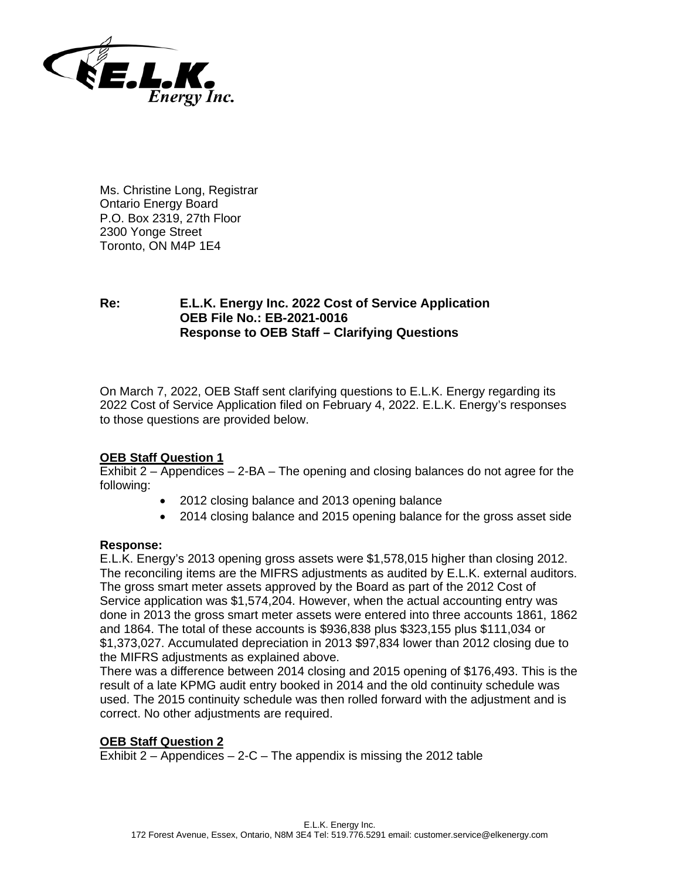Ms. Christine Long, Registrar
Ontario Energy Board
P.O. Box 2319, 27th Floor
2300 Yonge Street
Toronto, ON M4P 1E4

**Re: E.L.K. Energy Inc. 2022 Cost of Service Application**
**OEB File No.: EB-2021-0016**
**Response to OEB Staff – Clarifying Questions**

On March 7, 2022, OEB Staff sent clarifying questions to E.L.K. Energy regarding its 2022 Cost of Service Application filed on February 4, 2022. E.L.K. Energy's responses to those questions are provided below.

**OEB Staff Question 1**

Exhibit 2 – Appendices – 2-BA – The opening and closing balances do not agree for the following:

- 2012 closing balance and 2013 opening balance
- 2014 closing balance and 2015 opening balance for the gross asset side

**Response:**

E.L.K. Energy's 2013 opening gross assets were $1,578,015 higher than closing 2012. The reconciling items are the MIFRS adjustments as audited by E.L.K. external auditors. The gross smart meter assets approved by the Board as part of the 2012 Cost of Service application was $1,574,204. However, when the actual accounting entry was done in 2013 the gross smart meter assets were entered into three accounts 1861, 1862 and 1864. The total of these accounts is $936,838 plus $323,155 plus $111,034 or $1,373,027. Accumulated depreciation in 2013 $97,834 lower than 2012 closing due to the MIFRS adjustments as explained above.

There was a difference between 2014 closing and 2015 opening of $176,493. This is the result of a late KPMG audit entry booked in 2014 and the old continuity schedule was used. The 2015 continuity schedule was then rolled forward with the adjustment and is correct. No other adjustments are required.

**OEB Staff Question 2**

Exhibit 2 – Appendices – 2-C – The appendix is missing the 2012 table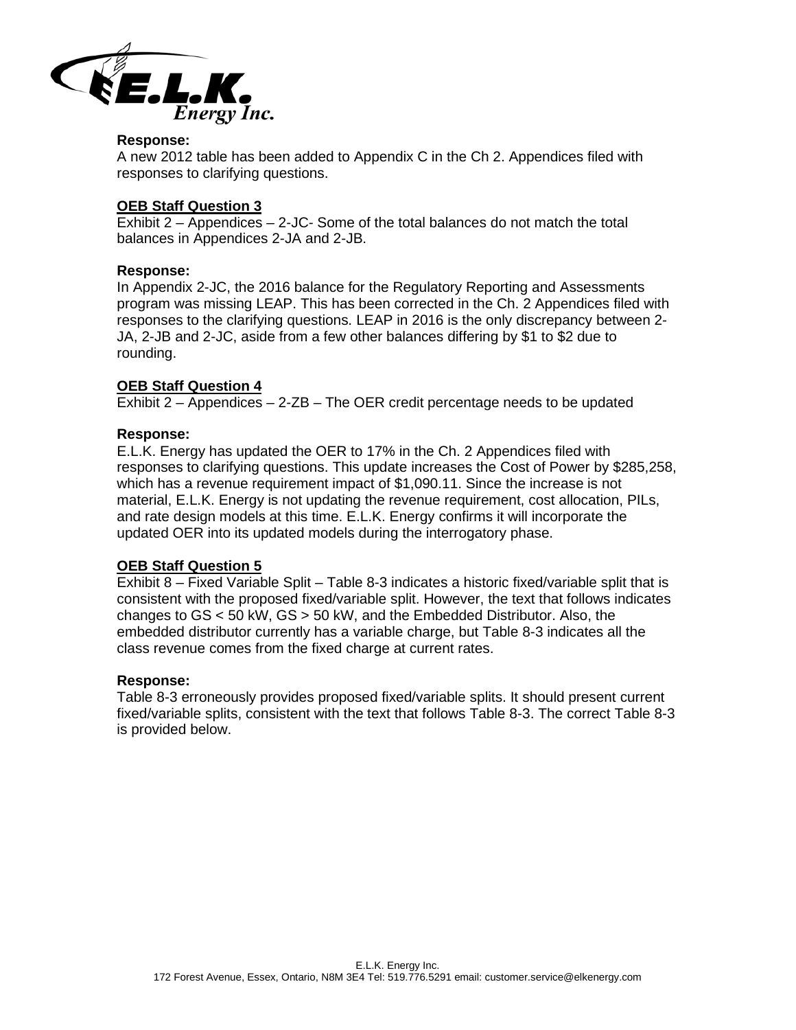**Response:**
A new 2012 table has been added to Appendix C in the Ch 2. Appendices filed with responses to clarifying questions.

**OEB Staff Question 3**
Exhibit 2 – Appendices – 2-JC- Some of the total balances do not match the total balances in Appendices 2-JA and 2-JB.

**Response:**
In Appendix 2-JC, the 2016 balance for the Regulatory Reporting and Assessments program was missing LEAP. This has been corrected in the Ch. 2 Appendices filed with responses to the clarifying questions. LEAP in 2016 is the only discrepancy between 2-JA, 2-JB and 2-JC, aside from a few other balances differing by $1 to $2 due to rounding.

**OEB Staff Question 4**
Exhibit 2 – Appendices – 2-ZB – The OER credit percentage needs to be updated

**Response:**
E.L.K. Energy has updated the OER to 17% in the Ch. 2 Appendices filed with responses to clarifying questions. This update increases the Cost of Power by $285,258, which has a revenue requirement impact of $1,090.11. Since the increase is not material, E.L.K. Energy is not updating the revenue requirement, cost allocation, PILs, and rate design models at this time. E.L.K. Energy confirms it will incorporate the updated OER into its updated models during the interrogatory phase.

**OEB Staff Question 5**
Exhibit 8 – Fixed Variable Split – Table 8-3 indicates a historic fixed/variable split that is consistent with the proposed fixed/variable split. However, the text that follows indicates changes to GS < 50 kW, GS > 50 kW, and the Embedded Distributor. Also, the embedded distributor currently has a variable charge, but Table 8-3 indicates all the class revenue comes from the fixed charge at current rates.

**Response:**
Table 8-3 erroneously provides proposed fixed/variable splits. It should present current fixed/variable splits, consistent with the text that follows Table 8-3. The correct Table 8-3 is provided below.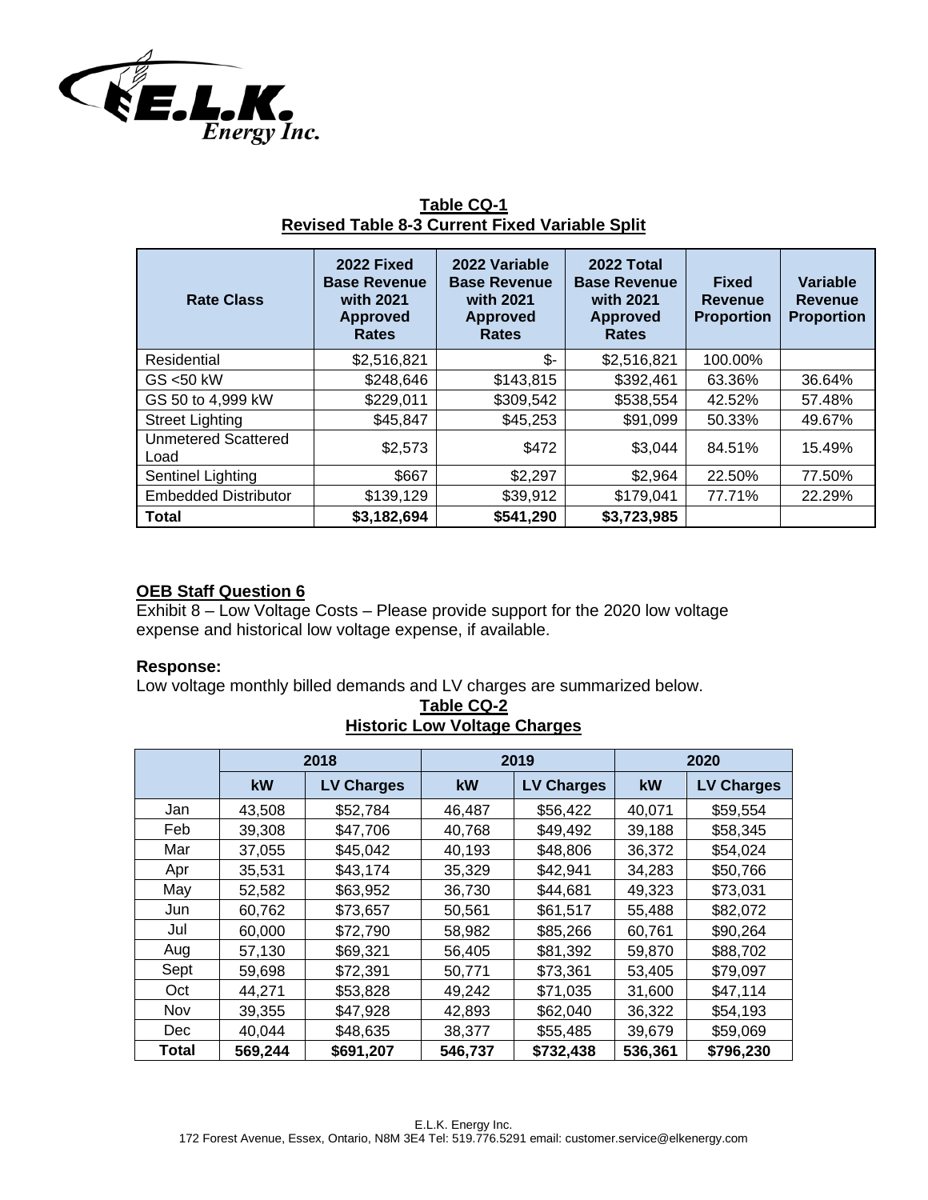**Table CQ-1**
**Revised Table 8-3 Current Fixed Variable Split**

| Rate Class | 2022 Fixed Base Revenue with 2021 Approved Rates | 2022 Variable Base Revenue with 2021 Approved Rates | 2022 Total Base Revenue with 2021 Approved Rates | Fixed Revenue Proportion | Variable Revenue Proportion |
|---|---|---|---|---|---|
| Residential | $2,516,821 | $- | $2,516,821 | 100.00% | |
| GS <50 kW | $248,646 | $143,815 | $392,461 | 63.36% | 36.64% |
| GS 50 to 4,999 kW | $229,011 | $309,542 | $538,554 | 42.52% | 57.48% |
| Street Lighting | $45,847 | $45,253 | $91,099 | 50.33% | 49.67% |
| Unmetered Scattered Load | $2,573 | $472 | $3,044 | 84.51% | 15.49% |
| Sentinel Lighting | $667 | $2,297 | $2,964 | 22.50% | 77.50% |
| Embedded Distributor | $139,129 | $39,912 | $179,041 | 77.71% | 22.29% |
| **Total** | **$3,182,694** | **$541,290** | **$3,723,985** | | |

**OEB Staff Question 6**

Exhibit 8 – Low Voltage Costs – Please provide support for the 2020 low voltage expense and historical low voltage expense, if available.

**Response:**

Low voltage monthly billed demands and LV charges are summarized below.

**Table CQ-2**
**Historic Low Voltage Charges**

| | 2018 | | 2019 | | 2020 | |
|---|---|---|---|---|---|---|
| | kW | LV Charges | kW | LV Charges | kW | LV Charges |
| Jan | 43,508 | $52,784 | 46,487 | $56,422 | 40,071 | $59,554 |
| Feb | 39,308 | $47,706 | 40,768 | $49,492 | 39,188 | $58,345 |
| Mar | 37,055 | $45,042 | 40,193 | $48,806 | 36,372 | $54,024 |
| Apr | 35,531 | $43,174 | 35,329 | $42,941 | 34,283 | $50,766 |
| May | 52,582 | $63,952 | 36,730 | $44,681 | 49,323 | $73,031 |
| Jun | 60,762 | $73,657 | 50,561 | $61,517 | 55,488 | $82,072 |
| Jul | 60,000 | $72,790 | 58,982 | $85,266 | 60,761 | $90,264 |
| Aug | 57,130 | $69,321 | 56,405 | $81,392 | 59,870 | $88,702 |
| Sept | 59,698 | $72,391 | 50,771 | $73,361 | 53,405 | $79,097 |
| Oct | 44,271 | $53,828 | 49,242 | $71,035 | 31,600 | $47,114 |
| Nov | 39,355 | $47,928 | 42,893 | $62,040 | 36,322 | $54,193 |
| Dec | 40,044 | $48,635 | 38,377 | $55,485 | 39,679 | $59,069 |
| **Total** | **569,244** | **$691,207** | **546,737** | **$732,438** | **536,361** | **$796,230** |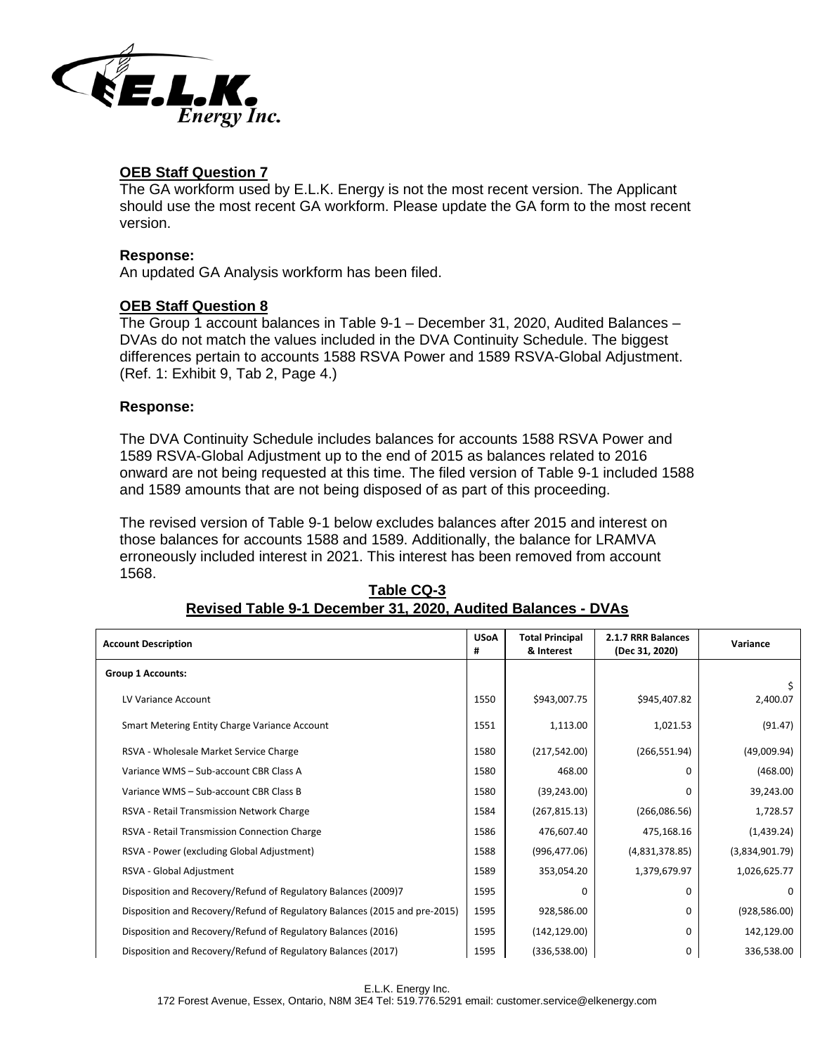**OEB Staff Question 7**

The GA workform used by E.L.K. Energy is not the most recent version. The Applicant should use the most recent GA workform. Please update the GA form to the most recent version.

**Response:**

An updated GA Analysis workform has been filed.

**OEB Staff Question 8**

The Group 1 account balances in Table 9-1 – December 31, 2020, Audited Balances – DVAs do not match the values included in the DVA Continuity Schedule. The biggest differences pertain to accounts 1588 RSVA Power and 1589 RSVA-Global Adjustment. (Ref. 1: Exhibit 9, Tab 2, Page 4.)

**Response:**

The DVA Continuity Schedule includes balances for accounts 1588 RSVA Power and 1589 RSVA-Global Adjustment up to the end of 2015 as balances related to 2016 onward are not being requested at this time. The filed version of Table 9-1 included 1588 and 1589 amounts that are not being disposed of as part of this proceeding.

The revised version of Table 9-1 below excludes balances after 2015 and interest on those balances for accounts 1588 and 1589. Additionally, the balance for LRAMVA erroneously included interest in 2021. This interest has been removed from account 1568.

**Table CQ-3**
**Revised Table 9-1 December 31, 2020, Audited Balances - DVAs**

| Account Description | USoA # | Total Principal & Interest | 2.1.7 RRR Balances (Dec 31, 2020) | Variance |
|---|---|---|---|---|
| **Group 1 Accounts:** | | | | |
| LV Variance Account | 1550 | $943,007.75 | $945,407.82 | $ 2,400.07 |
| Smart Metering Entity Charge Variance Account | 1551 | 1,113.00 | 1,021.53 | (91.47) |
| RSVA - Wholesale Market Service Charge | 1580 | (217,542.00) | (266,551.94) | (49,009.94) |
| Variance WMS – Sub-account CBR Class A | 1580 | 468.00 | 0 | (468.00) |
| Variance WMS – Sub-account CBR Class B | 1580 | (39,243.00) | 0 | 39,243.00 |
| RSVA - Retail Transmission Network Charge | 1584 | (267,815.13) | (266,086.56) | 1,728.57 |
| RSVA - Retail Transmission Connection Charge | 1586 | 476,607.40 | 475,168.16 | (1,439.24) |
| RSVA - Power (excluding Global Adjustment) | 1588 | (996,477.06) | (4,831,378.85) | (3,834,901.79) |
| RSVA - Global Adjustment | 1589 | 353,054.20 | 1,379,679.97 | 1,026,625.77 |
| Disposition and Recovery/Refund of Regulatory Balances (2009)7 | 1595 | 0 | 0 | 0 |
| Disposition and Recovery/Refund of Regulatory Balances (2015 and pre-2015) | 1595 | 928,586.00 | 0 | (928,586.00) |
| Disposition and Recovery/Refund of Regulatory Balances (2016) | 1595 | (142,129.00) | 0 | 142,129.00 |
| Disposition and Recovery/Refund of Regulatory Balances (2017) | 1595 | (336,538.00) | 0 | 336,538.00 |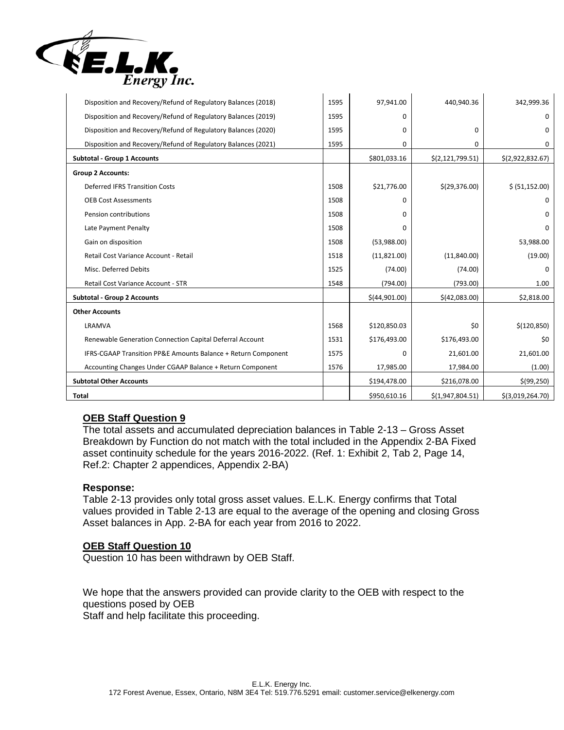| | | | | |
|---|---|---|---|---|
| Disposition and Recovery/Refund of Regulatory Balances (2018) | 1595 | 97,941.00 | 440,940.36 | 342,999.36 |
| Disposition and Recovery/Refund of Regulatory Balances (2019) | 1595 | 0 | | 0 |
| Disposition and Recovery/Refund of Regulatory Balances (2020) | 1595 | 0 | 0 | 0 |
| Disposition and Recovery/Refund of Regulatory Balances (2021) | 1595 | 0 | 0 | 0 |
| **Subtotal - Group 1 Accounts** | | $801,033.16 | $(2,121,799.51) | $(2,922,832.67) |
| **Group 2 Accounts:** | | | | |
| Deferred IFRS Transition Costs | 1508 | $21,776.00 | $(29,376.00) | $ (51,152.00) |
| OEB Cost Assessments | 1508 | 0 | | 0 |
| Pension contributions | 1508 | 0 | | 0 |
| Late Payment Penalty | 1508 | 0 | | 0 |
| Gain on disposition | 1508 | (53,988.00) | | 53,988.00 |
| Retail Cost Variance Account - Retail | 1518 | (11,821.00) | (11,840.00) | (19.00) |
| Misc. Deferred Debits | 1525 | (74.00) | (74.00) | 0 |
| Retail Cost Variance Account - STR | 1548 | (794.00) | (793.00) | 1.00 |
| **Subtotal - Group 2 Accounts** | | $(44,901.00) | $(42,083.00) | $2,818.00 |
| **Other Accounts** | | | | |
| LRAMVA | 1568 | $120,850.03 | $0 | $(120,850) |
| Renewable Generation Connection Capital Deferral Account | 1531 | $176,493.00 | $176,493.00 | $0 |
| IFRS-CGAAP Transition PP&E Amounts Balance + Return Component | 1575 | 0 | 21,601.00 | 21,601.00 |
| Accounting Changes Under CGAAP Balance + Return Component | 1576 | 17,985.00 | 17,984.00 | (1.00) |
| **Subtotal Other Accounts** | | $194,478.00 | $216,078.00 | $(99,250) |
| **Total** | | $950,610.16 | $(1,947,804.51) | $(3,019,264.70) |

**OEB Staff Question 9**

The total assets and accumulated depreciation balances in Table 2-13 – Gross Asset Breakdown by Function do not match with the total included in the Appendix 2-BA Fixed asset continuity schedule for the years 2016-2022. (Ref. 1: Exhibit 2, Tab 2, Page 14, Ref.2: Chapter 2 appendices, Appendix 2-BA)

**Response:**

Table 2-13 provides only total gross asset values. E.L.K. Energy confirms that Total values provided in Table 2-13 are equal to the average of the opening and closing Gross Asset balances in App. 2-BA for each year from 2016 to 2022.

**OEB Staff Question 10**

Question 10 has been withdrawn by OEB Staff.

We hope that the answers provided can provide clarity to the OEB with respect to the questions posed by OEB
Staff and help facilitate this proceeding.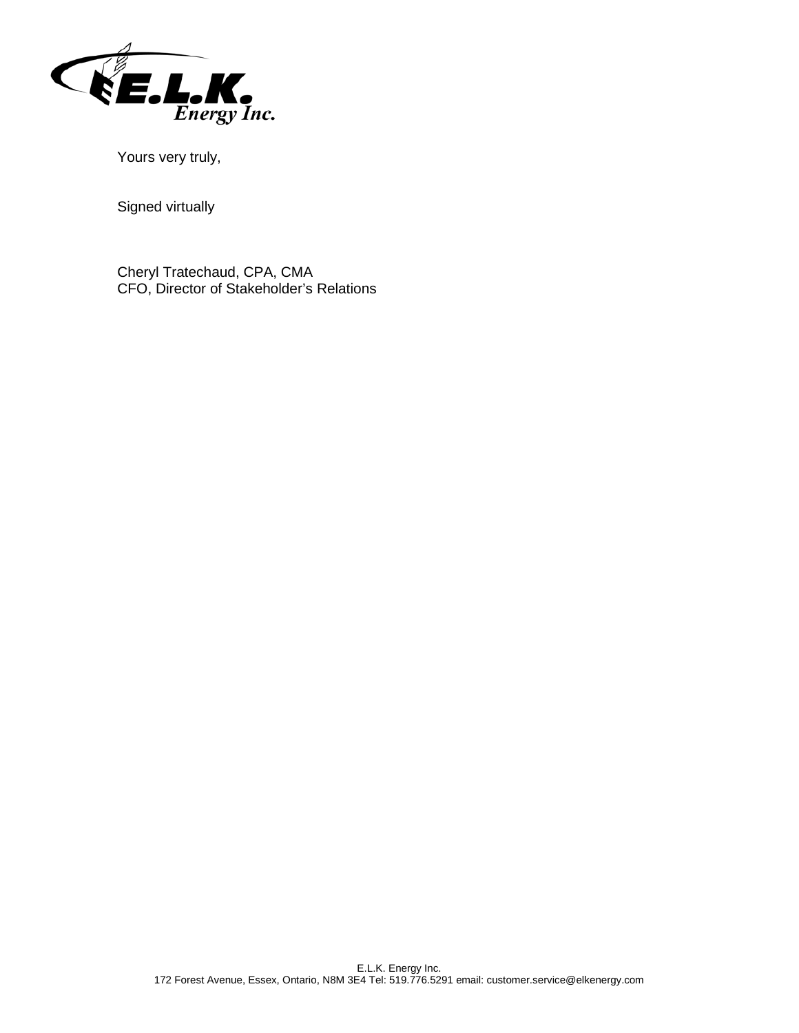Yours very truly,

Signed virtually

Cheryl Tratechaud, CPA, CMA
CFO, Director of Stakeholder's Relations